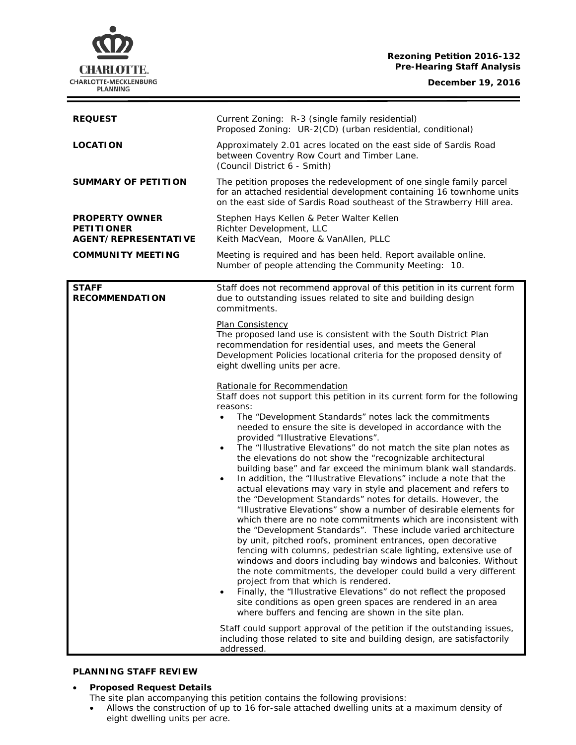**Rezoning Petition 2016-132**
**Pre-Hearing Staff Analysis**

**December 19, 2016**

| | |
|---|---|
| **REQUEST** | Current Zoning: R-3 (single family residential)<br>Proposed Zoning: UR-2(CD) (urban residential, conditional) |
| **LOCATION** | Approximately 2.01 acres located on the east side of Sardis Road between Coventry Row Court and Timber Lane.<br>(Council District 6 - Smith) |
| **SUMMARY OF PETITION** | The petition proposes the redevelopment of one single family parcel for an attached residential development containing 16 townhome units on the east side of Sardis Road southeast of the Strawberry Hill area. |
| **PROPERTY OWNER**<br>**PETITIONER**<br>**AGENT/REPRESENTATIVE** | Stephen Hays Kellen & Peter Walter Kellen<br>Richter Development, LLC<br>Keith MacVean, Moore & VanAllen, PLLC |
| **COMMUNITY MEETING** | Meeting is required and has been held. Report available online.<br>Number of people attending the Community Meeting: 10. |

**STAFF RECOMMENDATION**

Staff does not recommend approval of this petition in its current form due to outstanding issues related to site and building design commitments.

Plan Consistency

The proposed land use is consistent with the South District Plan recommendation for residential uses, and meets the General Development Policies locational criteria for the proposed density of eight dwelling units per acre.

Rationale for Recommendation

Staff does not support this petition in its current form for the following reasons:

- The "Development Standards" notes lack the commitments needed to ensure the site is developed in accordance with the provided "Illustrative Elevations".
- The "Illustrative Elevations" do not match the site plan notes as the elevations do not show the "recognizable architectural building base" and far exceed the minimum blank wall standards.
- In addition, the "Illustrative Elevations" include a note that the actual elevations may vary in style and placement and refers to the "Development Standards" notes for details. However, the "Illustrative Elevations" show a number of desirable elements for which there are no note commitments which are inconsistent with the "Development Standards". These include varied architecture by unit, pitched roofs, prominent entrances, open decorative fencing with columns, pedestrian scale lighting, extensive use of windows and doors including bay windows and balconies. Without the note commitments, the developer could build a very different project from that which is rendered.
- Finally, the "Illustrative Elevations" do not reflect the proposed site conditions as open green spaces are rendered in an area where buffers and fencing are shown in the site plan.

Staff could support approval of the petition if the outstanding issues, including those related to site and building design, are satisfactorily addressed.

## PLANNING STAFF REVIEW

- **Proposed Request Details**

  The site plan accompanying this petition contains the following provisions:

  - Allows the construction of up to 16 for-sale attached dwelling units at a maximum density of eight dwelling units per acre.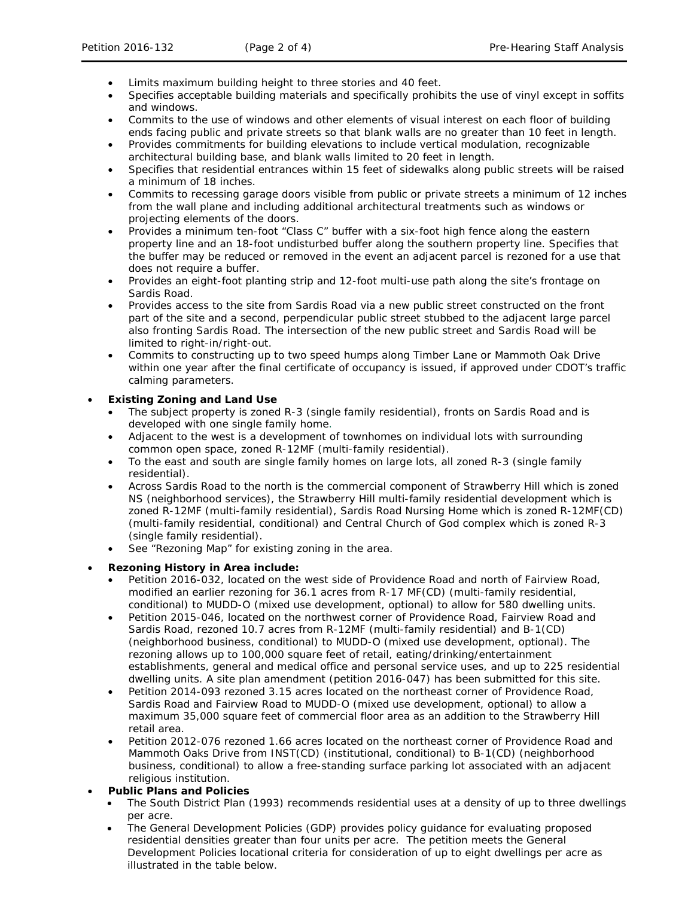- Limits maximum building height to three stories and 40 feet.
- Specifies acceptable building materials and specifically prohibits the use of vinyl except in soffits and windows.
- Commits to the use of windows and other elements of visual interest on each floor of building ends facing public and private streets so that blank walls are no greater than 10 feet in length.
- Provides commitments for building elevations to include vertical modulation, recognizable architectural building base, and blank walls limited to 20 feet in length.
- Specifies that residential entrances within 15 feet of sidewalks along public streets will be raised a minimum of 18 inches.
- Commits to recessing garage doors visible from public or private streets a minimum of 12 inches from the wall plane and including additional architectural treatments such as windows or projecting elements of the doors.
- Provides a minimum ten-foot "Class C" buffer with a six-foot high fence along the eastern property line and an 18-foot undisturbed buffer along the southern property line. Specifies that the buffer may be reduced or removed in the event an adjacent parcel is rezoned for a use that does not require a buffer.
- Provides an eight-foot planting strip and 12-foot multi-use path along the site's frontage on Sardis Road.
- Provides access to the site from Sardis Road via a new public street constructed on the front part of the site and a second, perpendicular public street stubbed to the adjacent large parcel also fronting Sardis Road. The intersection of the new public street and Sardis Road will be limited to right-in/right-out.
- Commits to constructing up to two speed humps along Timber Lane or Mammoth Oak Drive within one year after the final certificate of occupancy is issued, if approved under CDOT's traffic calming parameters.

- **Existing Zoning and Land Use**
  - The subject property is zoned R-3 (single family residential), fronts on Sardis Road and is developed with one single family home.
  - Adjacent to the west is a development of townhomes on individual lots with surrounding common open space, zoned R-12MF (multi-family residential).
  - To the east and south are single family homes on large lots, all zoned R-3 (single family residential).
  - Across Sardis Road to the north is the commercial component of Strawberry Hill which is zoned NS (neighborhood services), the Strawberry Hill multi-family residential development which is zoned R-12MF (multi-family residential), Sardis Road Nursing Home which is zoned R-12MF(CD) (multi-family residential, conditional) and Central Church of God complex which is zoned R-3 (single family residential).
  - See "Rezoning Map" for existing zoning in the area.

- **Rezoning History in Area include:**
  - Petition 2016-032, located on the west side of Providence Road and north of Fairview Road, modified an earlier rezoning for 36.1 acres from R-17 MF(CD) (multi-family residential, conditional) to MUDD-O (mixed use development, optional) to allow for 580 dwelling units.
  - Petition 2015-046, located on the northwest corner of Providence Road, Fairview Road and Sardis Road, rezoned 10.7 acres from R-12MF (multi-family residential) and B-1(CD) (neighborhood business, conditional) to MUDD-O (mixed use development, optional). The rezoning allows up to 100,000 square feet of retail, eating/drinking/entertainment establishments, general and medical office and personal service uses, and up to 225 residential dwelling units. A site plan amendment (petition 2016-047) has been submitted for this site.
  - Petition 2014-093 rezoned 3.15 acres located on the northeast corner of Providence Road, Sardis Road and Fairview Road to MUDD-O (mixed use development, optional) to allow a maximum 35,000 square feet of commercial floor area as an addition to the Strawberry Hill retail area.
  - Petition 2012-076 rezoned 1.66 acres located on the northeast corner of Providence Road and Mammoth Oaks Drive from INST(CD) (institutional, conditional) to B-1(CD) (neighborhood business, conditional) to allow a free-standing surface parking lot associated with an adjacent religious institution.

- **Public Plans and Policies**
  - The South District Plan (1993) recommends residential uses at a density of up to three dwellings per acre.
  - The General Development Policies (GDP) provides policy guidance for evaluating proposed residential densities greater than four units per acre. The petition meets the General Development Policies locational criteria for consideration of up to eight dwellings per acre as illustrated in the table below.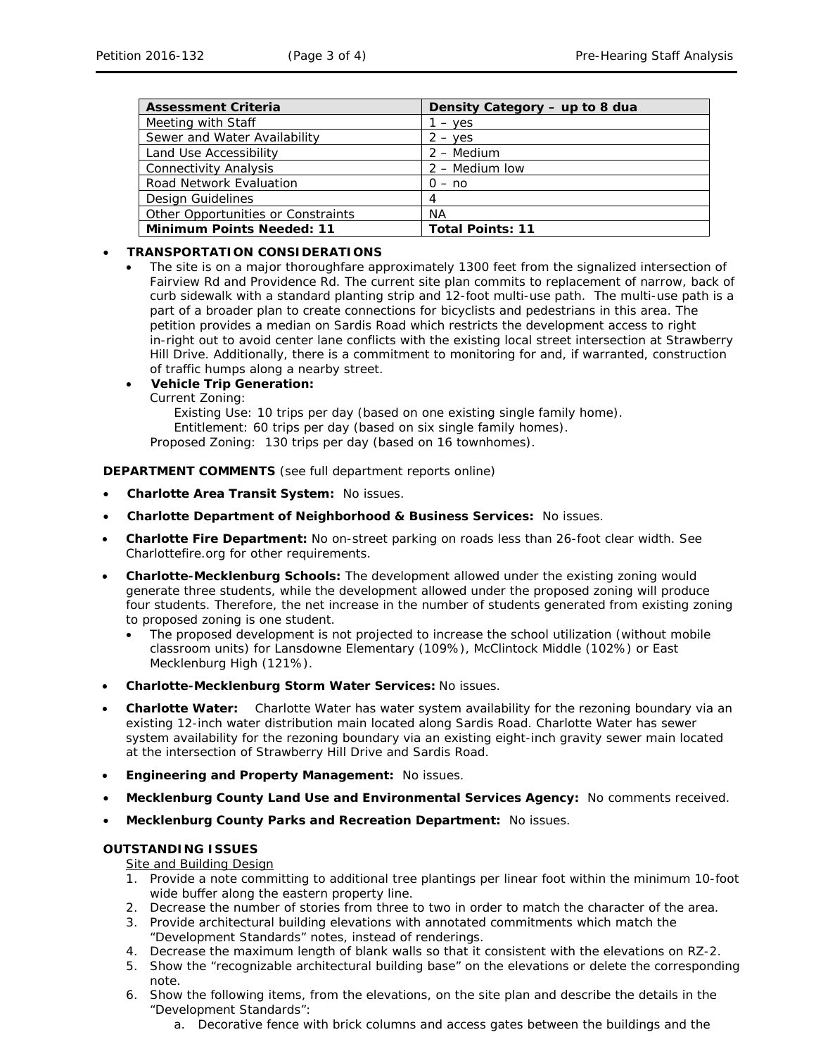| Assessment Criteria | Density Category – up to 8 dua |
|---|---|
| Meeting with Staff | 1 – yes |
| Sewer and Water Availability | 2 – yes |
| Land Use Accessibility | 2 – Medium |
| Connectivity Analysis | 2 – Medium low |
| Road Network Evaluation | 0 – no |
| Design Guidelines | 4 |
| Other Opportunities or Constraints | NA |
| **Minimum Points Needed: 11** | **Total Points: 11** |

- **TRANSPORTATION CONSIDERATIONS**
  - The site is on a major thoroughfare approximately 1300 feet from the signalized intersection of Fairview Rd and Providence Rd. The current site plan commits to replacement of narrow, back of curb sidewalk with a standard planting strip and 12-foot multi-use path. The multi-use path is a part of a broader plan to create connections for bicyclists and pedestrians in this area. The petition provides a median on Sardis Road which restricts the development access to right in-right out to avoid center lane conflicts with the existing local street intersection at Strawberry Hill Drive. Additionally, there is a commitment to monitoring for and, if warranted, construction of traffic humps along a nearby street.
  - **Vehicle Trip Generation:**

    Current Zoning:

    Existing Use: 10 trips per day (based on one existing single family home).

    Entitlement: 60 trips per day (based on six single family homes).

    Proposed Zoning: 130 trips per day (based on 16 townhomes).

**DEPARTMENT COMMENTS** (see full department reports online)

- **Charlotte Area Transit System:** No issues.
- **Charlotte Department of Neighborhood & Business Services:** No issues.
- **Charlotte Fire Department:** No on-street parking on roads less than 26-foot clear width. See Charlottefire.org for other requirements.
- **Charlotte-Mecklenburg Schools:** The development allowed under the existing zoning would generate three students, while the development allowed under the proposed zoning will produce four students. Therefore, the net increase in the number of students generated from existing zoning to proposed zoning is one student.
  - The proposed development is not projected to increase the school utilization (without mobile classroom units) for Lansdowne Elementary (109%), McClintock Middle (102%) or East Mecklenburg High (121%).
- **Charlotte-Mecklenburg Storm Water Services:** No issues.
- **Charlotte Water:** Charlotte Water has water system availability for the rezoning boundary via an existing 12-inch water distribution main located along Sardis Road. Charlotte Water has sewer system availability for the rezoning boundary via an existing eight-inch gravity sewer main located at the intersection of Strawberry Hill Drive and Sardis Road.
- **Engineering and Property Management:** No issues.
- **Mecklenburg County Land Use and Environmental Services Agency:** No comments received.
- **Mecklenburg County Parks and Recreation Department:** No issues.

**OUTSTANDING ISSUES**

Site and Building Design

1. Provide a note committing to additional tree plantings per linear foot within the minimum 10-foot wide buffer along the eastern property line.
2. Decrease the number of stories from three to two in order to match the character of the area.
3. Provide architectural building elevations with annotated commitments which match the "Development Standards" notes, instead of renderings.
4. Decrease the maximum length of blank walls so that it consistent with the elevations on RZ-2.
5. Show the "recognizable architectural building base" on the elevations or delete the corresponding note.
6. Show the following items, from the elevations, on the site plan and describe the details in the "Development Standards":
    a. Decorative fence with brick columns and access gates between the buildings and the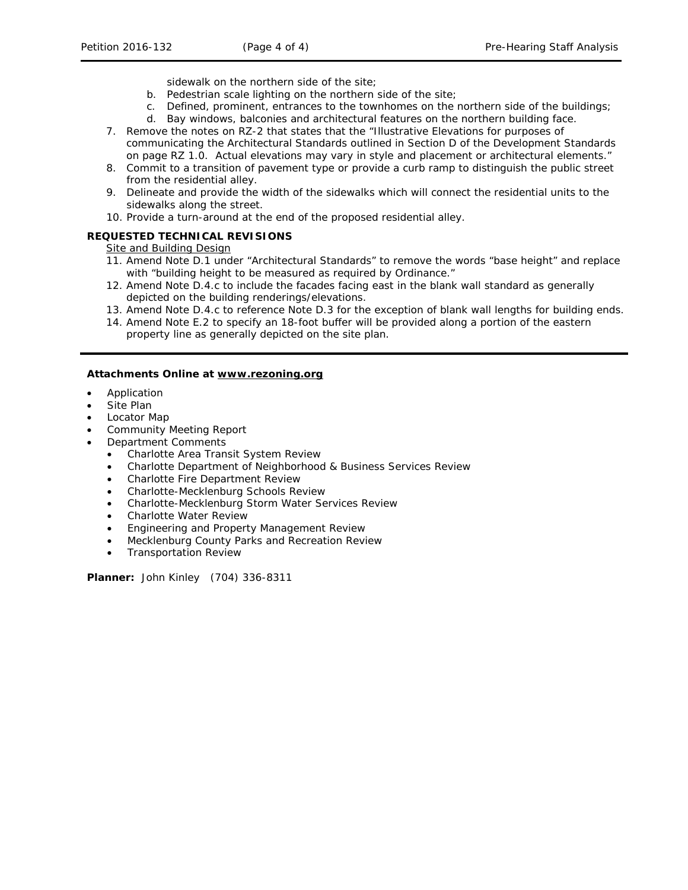sidewalk on the northern side of the site;

   b. Pedestrian scale lighting on the northern side of the site;
   c. Defined, prominent, entrances to the townhomes on the northern side of the buildings;
   d. Bay windows, balconies and architectural features on the northern building face.

7. Remove the notes on RZ-2 that states that the "Illustrative Elevations for purposes of communicating the Architectural Standards outlined in Section D of the Development Standards on page RZ 1.0. Actual elevations may vary in style and placement or architectural elements."
8. Commit to a transition of pavement type or provide a curb ramp to distinguish the public street from the residential alley.
9. Delineate and provide the width of the sidewalks which will connect the residential units to the sidewalks along the street.
10. Provide a turn-around at the end of the proposed residential alley.

**REQUESTED TECHNICAL REVISIONS**

Site and Building Design

11. Amend Note D.1 under "Architectural Standards" to remove the words "base height" and replace with "building height to be measured as required by Ordinance."
12. Amend Note D.4.c to include the facades facing east in the blank wall standard as generally depicted on the building renderings/elevations.
13. Amend Note D.4.c to reference Note D.3 for the exception of blank wall lengths for building ends.
14. Amend Note E.2 to specify an 18-foot buffer will be provided along a portion of the eastern property line as generally depicted on the site plan.

---

**Attachments Online at www.rezoning.org**

- Application
- Site Plan
- Locator Map
- Community Meeting Report
- Department Comments
  - Charlotte Area Transit System Review
  - Charlotte Department of Neighborhood & Business Services Review
  - Charlotte Fire Department Review
  - Charlotte-Mecklenburg Schools Review
  - Charlotte-Mecklenburg Storm Water Services Review
  - Charlotte Water Review
  - Engineering and Property Management Review
  - Mecklenburg County Parks and Recreation Review
  - Transportation Review

**Planner:** John Kinley (704) 336-8311